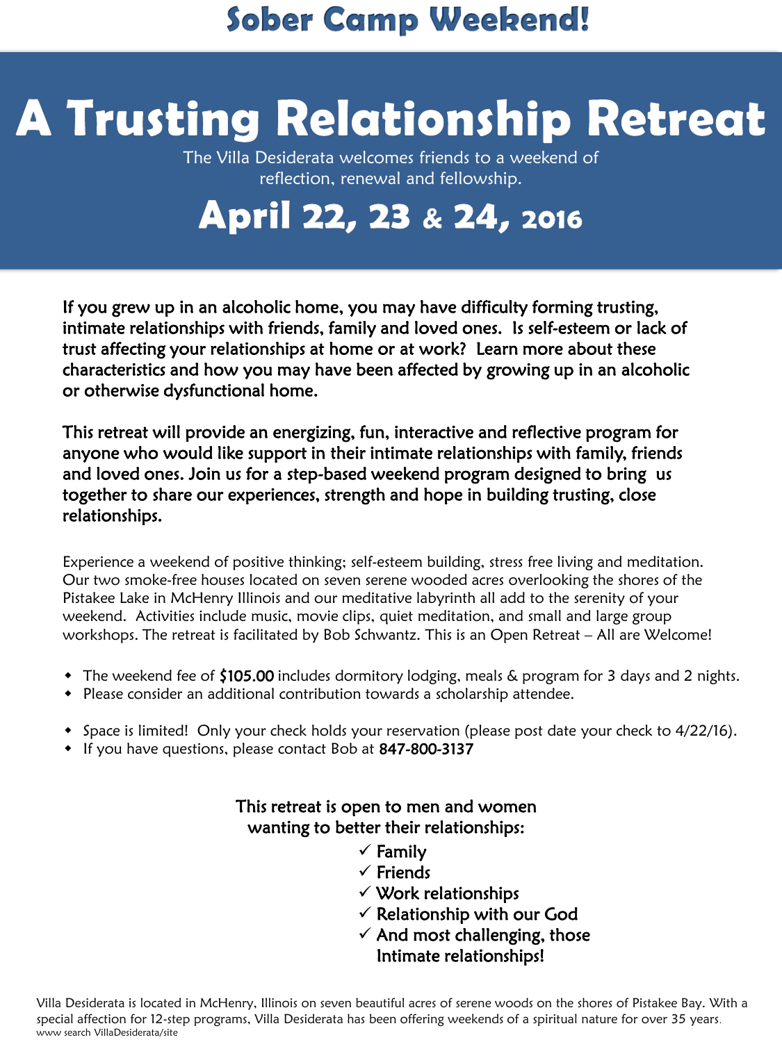## Sober Camp Weekend!

# A Trusting Relationship Retreat

The Villa Desiderata welcomes friends to a weekend of reflection, renewal and fellowship.

## April 22, 23 & 24, 2016

**If you grew up in an alcoholic home, you may have difficulty forming trusting, intimate relationships with friends, family and loved ones. Is self-esteem or lack of trust affecting your relationships at home or at work? Learn more about these characteristics and how you may have been affected by growing up in an alcoholic or otherwise dysfunctional home.**

**This retreat will provide an energizing, fun, interactive and reflective program for anyone who would like support in their intimate relationships with family, friends and loved ones. Join us for a step-based weekend program designed to bring us together to share our experiences, strength and hope in building trusting, close relationships.**

Experience a weekend of positive thinking; self-esteem building, stress free living and meditation. Our two smoke-free houses located on seven serene wooded acres overlooking the shores of the Pistakee Lake in McHenry Illinois and our meditative labyrinth all add to the serenity of your weekend. Activities include music, movie clips, quiet meditation, and small and large group workshops. The retreat is facilitated by Bob Schwantz. This is an Open Retreat – All are Welcome!

- The weekend fee of **$105.00** includes dormitory lodging, meals & program for 3 days and 2 nights.
- Please consider an additional contribution towards a scholarship attendee.

- Space is limited! Only your check holds your reservation (please post date your check to 4/22/16).
- If you have questions, please contact Bob at **847-800-3137**

**This retreat is open to men and women wanting to better their relationships:**

- ✓ Family
- ✓ Friends
- ✓ Work relationships
- ✓ Relationship with our God
- ✓ And most challenging, those Intimate relationships!

Villa Desiderata is located in McHenry, Illinois on seven beautiful acres of serene woods on the shores of Pistakee Bay. With a special affection for 12-step programs, Villa Desiderata has been offering weekends of a spiritual nature for over 35 years.
www search VillaDesiderata/site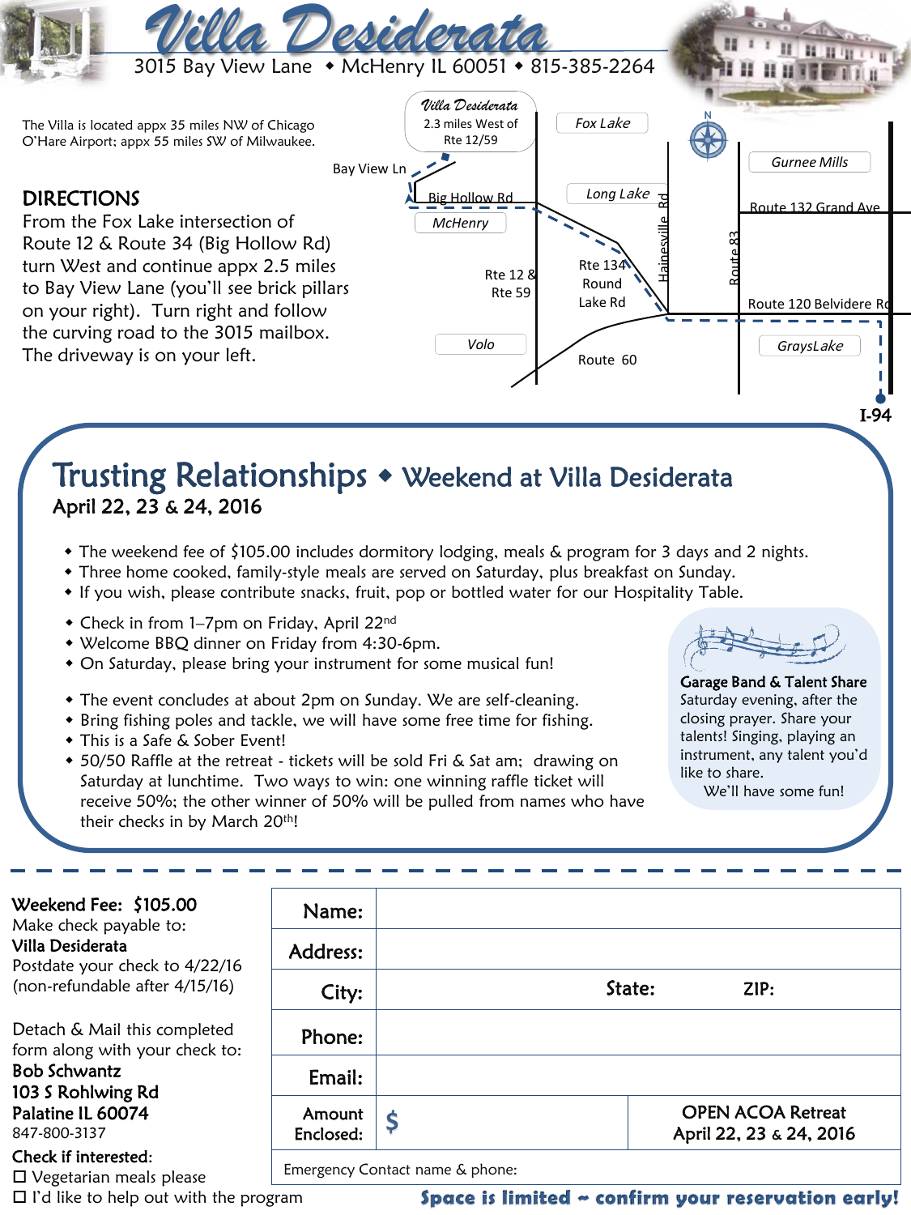# Villa Desiderata

3015 Bay View Lane ◆ McHenry IL 60051 ◆ 815-385-2264

The Villa is located appx 35 miles NW of Chicago O'Hare Airport; appx 55 miles SW of Milwaukee.

## DIRECTIONS

From the Fox Lake intersection of Route 12 & Route 34 (Big Hollow Rd) turn West and continue appx 2.5 miles to Bay View Lane (you'll see brick pillars on your right). Turn right and follow the curving road to the 3015 mailbox. The driveway is on your left.

Villa Desiderata
2.3 miles West of Rte 12/59

Bay View Ln
Big Hollow Rd
McHenry
Fox Lake
Long Lake
Gurnee Mills
Route 132 Grand Ave
Rte 12 & Rte 59
Rte 134 Round Lake Rd
Hainesville Rd
Route 83
Route 120 Belvidere Rd
Volo
Route 60
GraysLake
I-94

## Trusting Relationships ◆ Weekend at Villa Desiderata

**April 22, 23 & 24, 2016**

- The weekend fee of $105.00 includes dormitory lodging, meals & program for 3 days and 2 nights.
- Three home cooked, family-style meals are served on Saturday, plus breakfast on Sunday.
- If you wish, please contribute snacks, fruit, pop or bottled water for our Hospitality Table.

- Check in from 1–7pm on Friday, April 22nd
- Welcome BBQ dinner on Friday from 4:30-6pm.
- On Saturday, please bring your instrument for some musical fun!

- The event concludes at about 2pm on Sunday. We are self-cleaning.
- Bring fishing poles and tackle, we will have some free time for fishing.
- This is a Safe & Sober Event!
- 50/50 Raffle at the retreat - tickets will be sold Fri & Sat am; drawing on Saturday at lunchtime. Two ways to win: one winning raffle ticket will receive 50%; the other winner of 50% will be pulled from names who have their checks in by March 20th!

**Garage Band & Talent Share**
Saturday evening, after the closing prayer. Share your talents! Singing, playing an instrument, any talent you'd like to share.
We'll have some fun!

---

**Weekend Fee: $105.00**
Make check payable to:
**Villa Desiderata**
Postdate your check to 4/22/16
(non-refundable after 4/15/16)

Detach & Mail this completed form along with your check to:
**Bob Schwantz**
**103 S Rohlwing Rd**
**Palatine IL 60074**
847-800-3137

**Check if interested:**
☐ Vegetarian meals please
☐ I'd like to help out with the program

| | | |
|---|---|---|
| **Name:** | | |
| **Address:** | | |
| **City:** | **State:** | **ZIP:** |
| **Phone:** | | |
| **Email:** | | |
| **Amount Enclosed:** | $ | **OPEN ACOA Retreat April 22, 23 & 24, 2016** |
| Emergency Contact name & phone: | | |

**Space is limited ~ confirm your reservation early!**